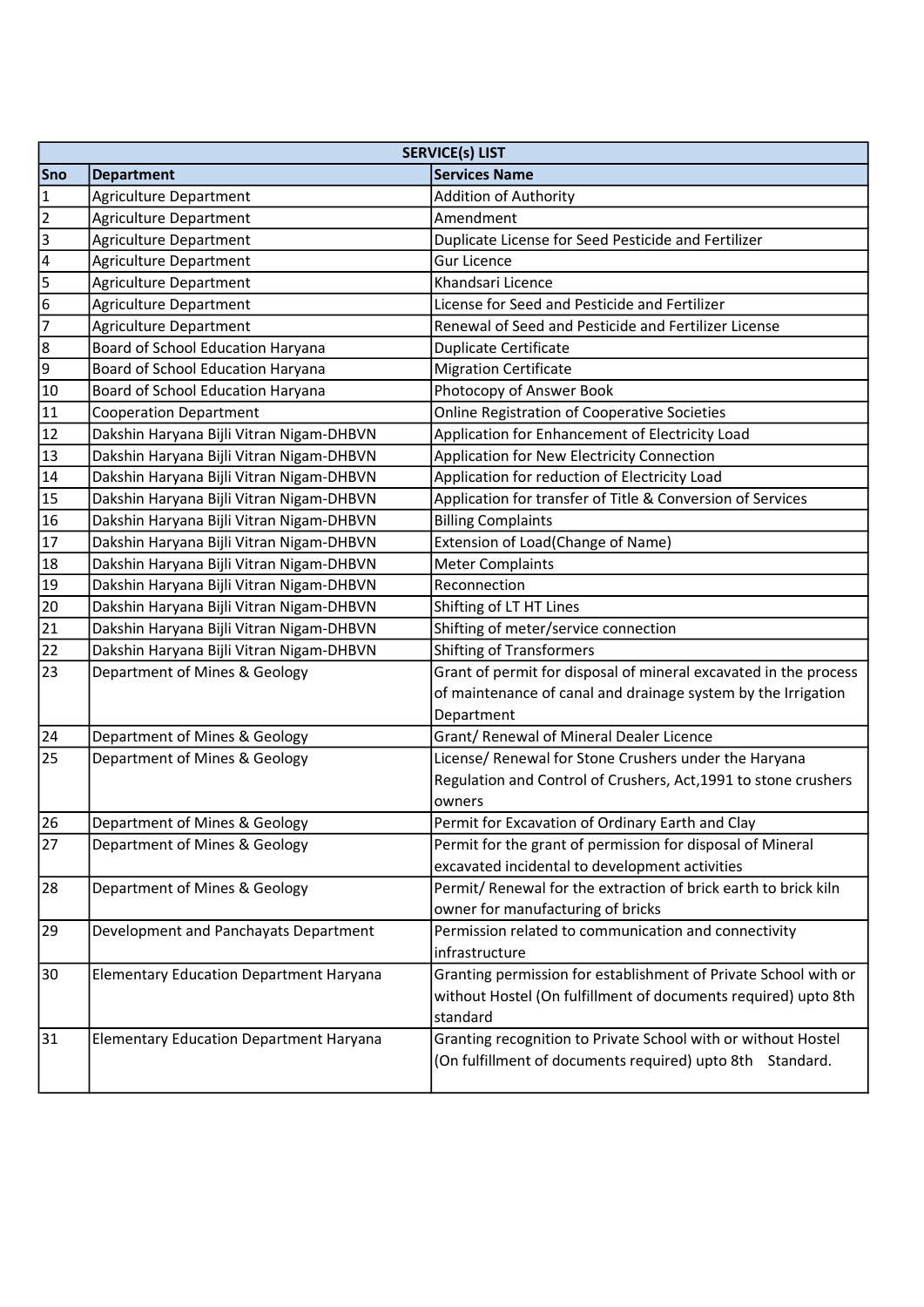| SERVICE(s) LIST | | |
|---|---|---|
| **Sno** | **Department** | **Services Name** |
| 1 | Agriculture Department | Addition of Authority |
| 2 | Agriculture Department | Amendment |
| 3 | Agriculture Department | Duplicate License for Seed Pesticide and Fertilizer |
| 4 | Agriculture Department | Gur Licence |
| 5 | Agriculture Department | Khandsari Licence |
| 6 | Agriculture Department | License for Seed and Pesticide and Fertilizer |
| 7 | Agriculture Department | Renewal of Seed and Pesticide and Fertilizer License |
| 8 | Board of School Education Haryana | Duplicate Certificate |
| 9 | Board of School Education Haryana | Migration Certificate |
| 10 | Board of School Education Haryana | Photocopy of Answer Book |
| 11 | Cooperation Department | Online Registration of Cooperative Societies |
| 12 | Dakshin Haryana Bijli Vitran Nigam-DHBVN | Application for Enhancement of Electricity Load |
| 13 | Dakshin Haryana Bijli Vitran Nigam-DHBVN | Application for New Electricity Connection |
| 14 | Dakshin Haryana Bijli Vitran Nigam-DHBVN | Application for reduction of Electricity Load |
| 15 | Dakshin Haryana Bijli Vitran Nigam-DHBVN | Application for transfer of Title & Conversion of Services |
| 16 | Dakshin Haryana Bijli Vitran Nigam-DHBVN | Billing Complaints |
| 17 | Dakshin Haryana Bijli Vitran Nigam-DHBVN | Extension of Load(Change of Name) |
| 18 | Dakshin Haryana Bijli Vitran Nigam-DHBVN | Meter Complaints |
| 19 | Dakshin Haryana Bijli Vitran Nigam-DHBVN | Reconnection |
| 20 | Dakshin Haryana Bijli Vitran Nigam-DHBVN | Shifting of LT HT Lines |
| 21 | Dakshin Haryana Bijli Vitran Nigam-DHBVN | Shifting of meter/service connection |
| 22 | Dakshin Haryana Bijli Vitran Nigam-DHBVN | Shifting of Transformers |
| 23 | Department of Mines & Geology | Grant of permit for disposal of mineral excavated in the process of maintenance of canal and drainage system by the Irrigation Department |
| 24 | Department of Mines & Geology | Grant/ Renewal of Mineral Dealer Licence |
| 25 | Department of Mines & Geology | License/ Renewal for Stone Crushers under the Haryana Regulation and Control of Crushers, Act,1991 to stone crushers owners |
| 26 | Department of Mines & Geology | Permit for Excavation of Ordinary Earth and Clay |
| 27 | Department of Mines & Geology | Permit for the grant of permission for disposal of Mineral excavated incidental to development activities |
| 28 | Department of Mines & Geology | Permit/ Renewal for the extraction of brick earth to brick kiln owner for manufacturing of bricks |
| 29 | Development and Panchayats Department | Permission related to communication and connectivity infrastructure |
| 30 | Elementary Education Department Haryana | Granting permission for establishment of Private School with or without Hostel (On fulfillment of documents required) upto 8th standard |
| 31 | Elementary Education Department Haryana | Granting recognition to Private School with or without Hostel (On fulfillment of documents required) upto 8th Standard. |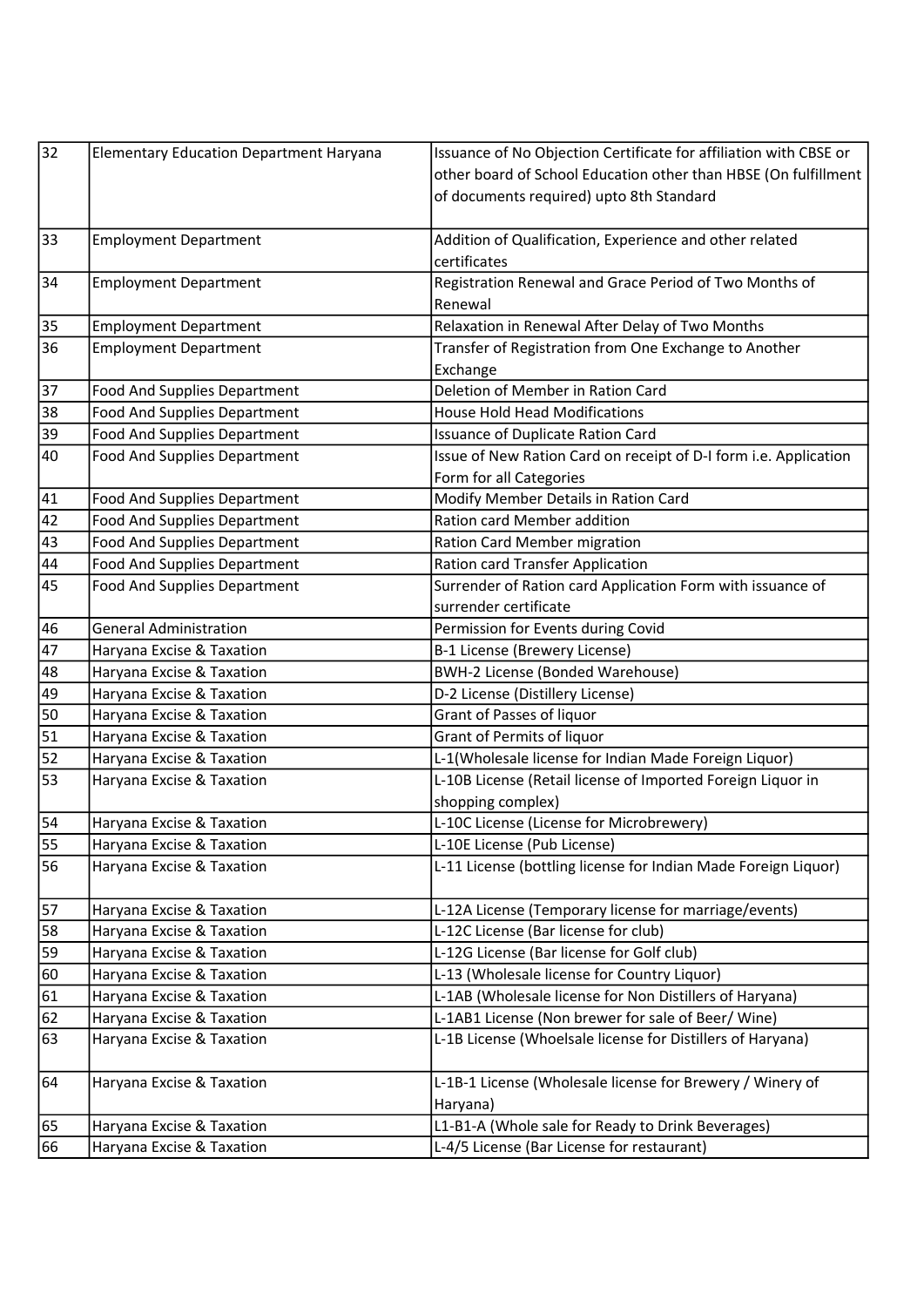| | | |
|---|---|---|
| 32 | Elementary Education Department Haryana | Issuance of No Objection Certificate for affiliation with CBSE or other board of School Education other than HBSE (On fulfillment of documents required) upto 8th Standard |
| 33 | Employment Department | Addition of Qualification, Experience and other related certificates |
| 34 | Employment Department | Registration Renewal and Grace Period of Two Months of Renewal |
| 35 | Employment Department | Relaxation in Renewal After Delay of Two Months |
| 36 | Employment Department | Transfer of Registration from One Exchange to Another Exchange |
| 37 | Food And Supplies Department | Deletion of Member in Ration Card |
| 38 | Food And Supplies Department | House Hold Head Modifications |
| 39 | Food And Supplies Department | Issuance of Duplicate Ration Card |
| 40 | Food And Supplies Department | Issue of New Ration Card on receipt of D-I form i.e. Application Form for all Categories |
| 41 | Food And Supplies Department | Modify Member Details in Ration Card |
| 42 | Food And Supplies Department | Ration card Member addition |
| 43 | Food And Supplies Department | Ration Card Member migration |
| 44 | Food And Supplies Department | Ration card Transfer Application |
| 45 | Food And Supplies Department | Surrender of Ration card Application Form with issuance of surrender certificate |
| 46 | General Administration | Permission for Events during Covid |
| 47 | Haryana Excise & Taxation | B-1 License (Brewery License) |
| 48 | Haryana Excise & Taxation | BWH-2 License (Bonded Warehouse) |
| 49 | Haryana Excise & Taxation | D-2 License (Distillery License) |
| 50 | Haryana Excise & Taxation | Grant of Passes of liquor |
| 51 | Haryana Excise & Taxation | Grant of Permits of liquor |
| 52 | Haryana Excise & Taxation | L-1(Wholesale license for Indian Made Foreign Liquor) |
| 53 | Haryana Excise & Taxation | L-10B License (Retail license of Imported Foreign Liquor in shopping complex) |
| 54 | Haryana Excise & Taxation | L-10C License (License for Microbrewery) |
| 55 | Haryana Excise & Taxation | L-10E License (Pub License) |
| 56 | Haryana Excise & Taxation | L-11 License (bottling license for Indian Made Foreign Liquor) |
| 57 | Haryana Excise & Taxation | L-12A License (Temporary license for marriage/events) |
| 58 | Haryana Excise & Taxation | L-12C License (Bar license for club) |
| 59 | Haryana Excise & Taxation | L-12G License (Bar license for Golf club) |
| 60 | Haryana Excise & Taxation | L-13 (Wholesale license for Country Liquor) |
| 61 | Haryana Excise & Taxation | L-1AB (Wholesale license for Non Distillers of Haryana) |
| 62 | Haryana Excise & Taxation | L-1AB1 License (Non brewer for sale of Beer/ Wine) |
| 63 | Haryana Excise & Taxation | L-1B License (Whoelsale license for Distillers of Haryana) |
| 64 | Haryana Excise & Taxation | L-1B-1 License (Wholesale license for Brewery / Winery of Haryana) |
| 65 | Haryana Excise & Taxation | L1-B1-A (Whole sale for Ready to Drink Beverages) |
| 66 | Haryana Excise & Taxation | L-4/5 License (Bar License for restaurant) |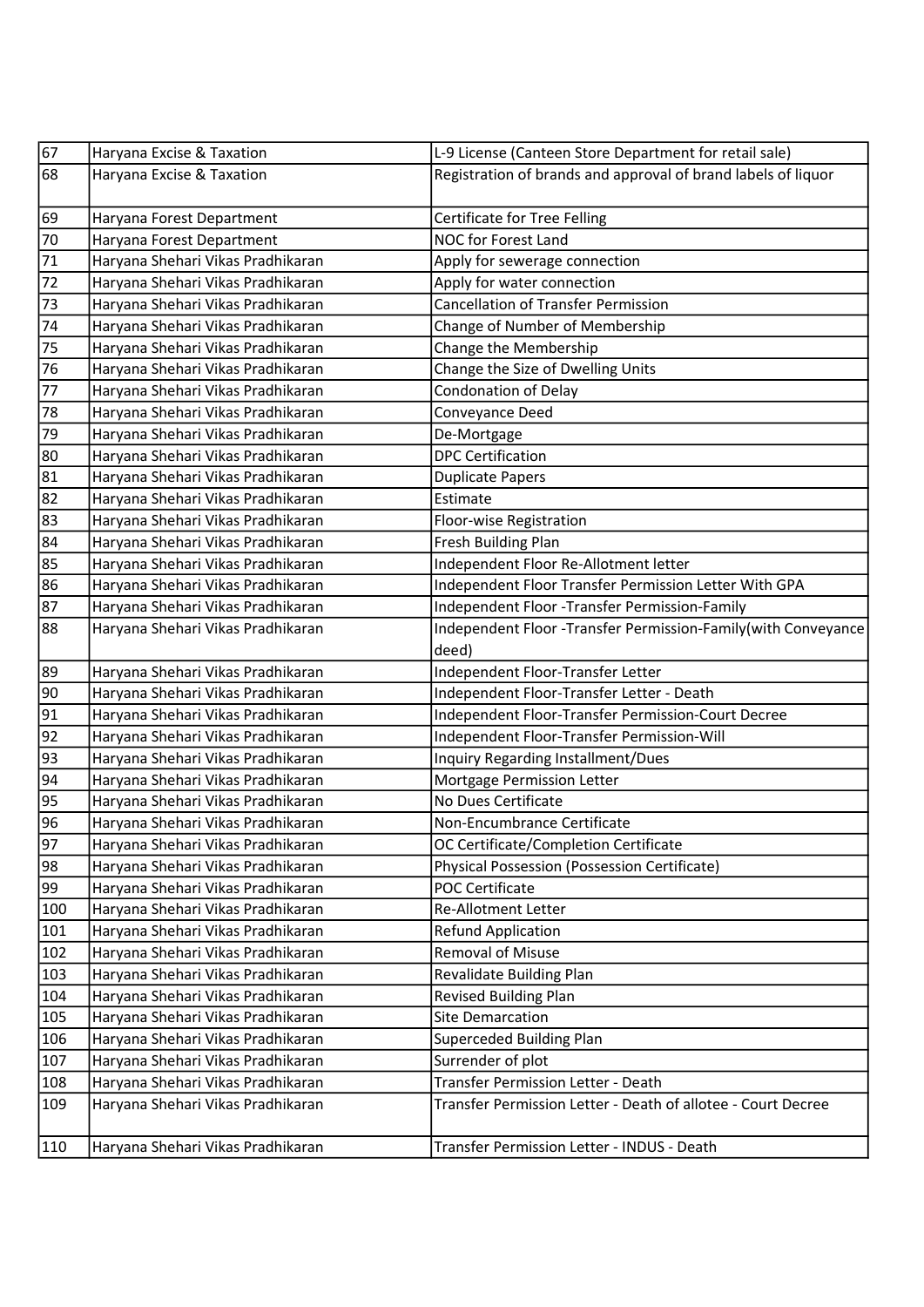| 67 | Haryana Excise & Taxation | L-9 License (Canteen Store Department for retail sale) |
|---|---|---|
| 68 | Haryana Excise & Taxation | Registration of brands and approval of brand labels of liquor |
| 69 | Haryana Forest Department | Certificate for Tree Felling |
| 70 | Haryana Forest Department | NOC for Forest Land |
| 71 | Haryana Shehari Vikas Pradhikaran | Apply for sewerage connection |
| 72 | Haryana Shehari Vikas Pradhikaran | Apply for water connection |
| 73 | Haryana Shehari Vikas Pradhikaran | Cancellation of Transfer Permission |
| 74 | Haryana Shehari Vikas Pradhikaran | Change of Number of Membership |
| 75 | Haryana Shehari Vikas Pradhikaran | Change the Membership |
| 76 | Haryana Shehari Vikas Pradhikaran | Change the Size of Dwelling Units |
| 77 | Haryana Shehari Vikas Pradhikaran | Condonation of Delay |
| 78 | Haryana Shehari Vikas Pradhikaran | Conveyance Deed |
| 79 | Haryana Shehari Vikas Pradhikaran | De-Mortgage |
| 80 | Haryana Shehari Vikas Pradhikaran | DPC Certification |
| 81 | Haryana Shehari Vikas Pradhikaran | Duplicate Papers |
| 82 | Haryana Shehari Vikas Pradhikaran | Estimate |
| 83 | Haryana Shehari Vikas Pradhikaran | Floor-wise Registration |
| 84 | Haryana Shehari Vikas Pradhikaran | Fresh Building Plan |
| 85 | Haryana Shehari Vikas Pradhikaran | Independent Floor Re-Allotment letter |
| 86 | Haryana Shehari Vikas Pradhikaran | Independent Floor Transfer Permission Letter With GPA |
| 87 | Haryana Shehari Vikas Pradhikaran | Independent Floor -Transfer Permission-Family |
| 88 | Haryana Shehari Vikas Pradhikaran | Independent Floor -Transfer Permission-Family(with Conveyance deed) |
| 89 | Haryana Shehari Vikas Pradhikaran | Independent Floor-Transfer Letter |
| 90 | Haryana Shehari Vikas Pradhikaran | Independent Floor-Transfer Letter - Death |
| 91 | Haryana Shehari Vikas Pradhikaran | Independent Floor-Transfer Permission-Court Decree |
| 92 | Haryana Shehari Vikas Pradhikaran | Independent Floor-Transfer Permission-Will |
| 93 | Haryana Shehari Vikas Pradhikaran | Inquiry Regarding Installment/Dues |
| 94 | Haryana Shehari Vikas Pradhikaran | Mortgage Permission Letter |
| 95 | Haryana Shehari Vikas Pradhikaran | No Dues Certificate |
| 96 | Haryana Shehari Vikas Pradhikaran | Non-Encumbrance Certificate |
| 97 | Haryana Shehari Vikas Pradhikaran | OC Certificate/Completion Certificate |
| 98 | Haryana Shehari Vikas Pradhikaran | Physical Possession (Possession Certificate) |
| 99 | Haryana Shehari Vikas Pradhikaran | POC Certificate |
| 100 | Haryana Shehari Vikas Pradhikaran | Re-Allotment Letter |
| 101 | Haryana Shehari Vikas Pradhikaran | Refund Application |
| 102 | Haryana Shehari Vikas Pradhikaran | Removal of Misuse |
| 103 | Haryana Shehari Vikas Pradhikaran | Revalidate Building Plan |
| 104 | Haryana Shehari Vikas Pradhikaran | Revised Building Plan |
| 105 | Haryana Shehari Vikas Pradhikaran | Site Demarcation |
| 106 | Haryana Shehari Vikas Pradhikaran | Superceded Building Plan |
| 107 | Haryana Shehari Vikas Pradhikaran | Surrender of plot |
| 108 | Haryana Shehari Vikas Pradhikaran | Transfer Permission Letter - Death |
| 109 | Haryana Shehari Vikas Pradhikaran | Transfer Permission Letter - Death of allotee - Court Decree |
| 110 | Haryana Shehari Vikas Pradhikaran | Transfer Permission Letter - INDUS - Death |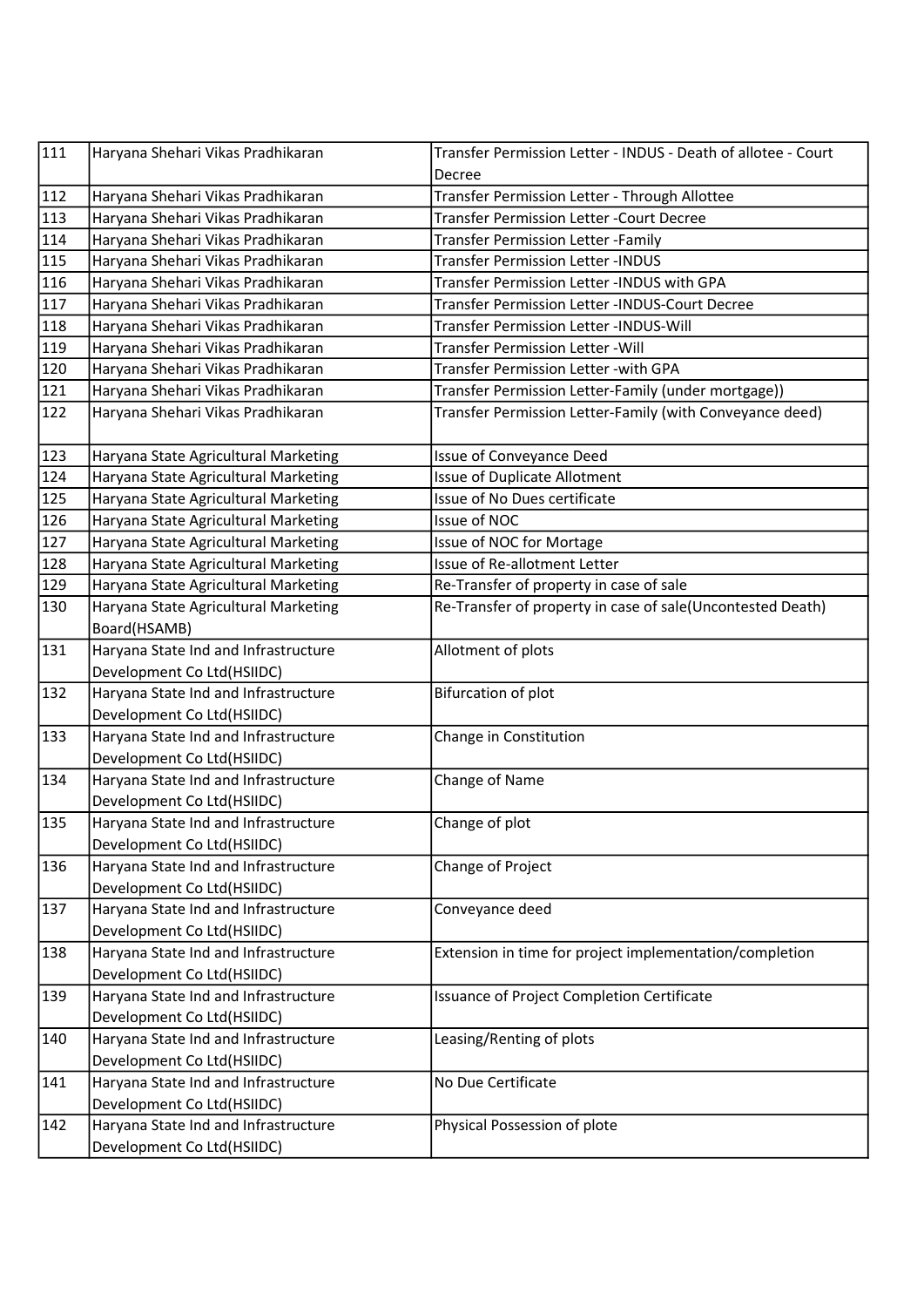| 111 | Haryana Shehari Vikas Pradhikaran | Transfer Permission Letter - INDUS - Death of allotee - Court Decree |
|---|---|---|
| 112 | Haryana Shehari Vikas Pradhikaran | Transfer Permission Letter - Through Allottee |
| 113 | Haryana Shehari Vikas Pradhikaran | Transfer Permission Letter -Court Decree |
| 114 | Haryana Shehari Vikas Pradhikaran | Transfer Permission Letter -Family |
| 115 | Haryana Shehari Vikas Pradhikaran | Transfer Permission Letter -INDUS |
| 116 | Haryana Shehari Vikas Pradhikaran | Transfer Permission Letter -INDUS with GPA |
| 117 | Haryana Shehari Vikas Pradhikaran | Transfer Permission Letter -INDUS-Court Decree |
| 118 | Haryana Shehari Vikas Pradhikaran | Transfer Permission Letter -INDUS-Will |
| 119 | Haryana Shehari Vikas Pradhikaran | Transfer Permission Letter -Will |
| 120 | Haryana Shehari Vikas Pradhikaran | Transfer Permission Letter -with GPA |
| 121 | Haryana Shehari Vikas Pradhikaran | Transfer Permission Letter-Family (under mortgage)) |
| 122 | Haryana Shehari Vikas Pradhikaran | Transfer Permission Letter-Family (with Conveyance deed) |
| 123 | Haryana State Agricultural Marketing | Issue of Conveyance Deed |
| 124 | Haryana State Agricultural Marketing | Issue of Duplicate Allotment |
| 125 | Haryana State Agricultural Marketing | Issue of No Dues certificate |
| 126 | Haryana State Agricultural Marketing | Issue of NOC |
| 127 | Haryana State Agricultural Marketing | Issue of NOC for Mortage |
| 128 | Haryana State Agricultural Marketing | Issue of Re-allotment Letter |
| 129 | Haryana State Agricultural Marketing | Re-Transfer of property in case of sale |
| 130 | Haryana State Agricultural Marketing Board(HSAMB) | Re-Transfer of property in case of sale(Uncontested Death) |
| 131 | Haryana State Ind and Infrastructure Development Co Ltd(HSIIDC) | Allotment of plots |
| 132 | Haryana State Ind and Infrastructure Development Co Ltd(HSIIDC) | Bifurcation of plot |
| 133 | Haryana State Ind and Infrastructure Development Co Ltd(HSIIDC) | Change in Constitution |
| 134 | Haryana State Ind and Infrastructure Development Co Ltd(HSIIDC) | Change of Name |
| 135 | Haryana State Ind and Infrastructure Development Co Ltd(HSIIDC) | Change of plot |
| 136 | Haryana State Ind and Infrastructure Development Co Ltd(HSIIDC) | Change of Project |
| 137 | Haryana State Ind and Infrastructure Development Co Ltd(HSIIDC) | Conveyance deed |
| 138 | Haryana State Ind and Infrastructure Development Co Ltd(HSIIDC) | Extension in time for project implementation/completion |
| 139 | Haryana State Ind and Infrastructure Development Co Ltd(HSIIDC) | Issuance of Project Completion Certificate |
| 140 | Haryana State Ind and Infrastructure Development Co Ltd(HSIIDC) | Leasing/Renting of plots |
| 141 | Haryana State Ind and Infrastructure Development Co Ltd(HSIIDC) | No Due Certificate |
| 142 | Haryana State Ind and Infrastructure Development Co Ltd(HSIIDC) | Physical Possession of plote |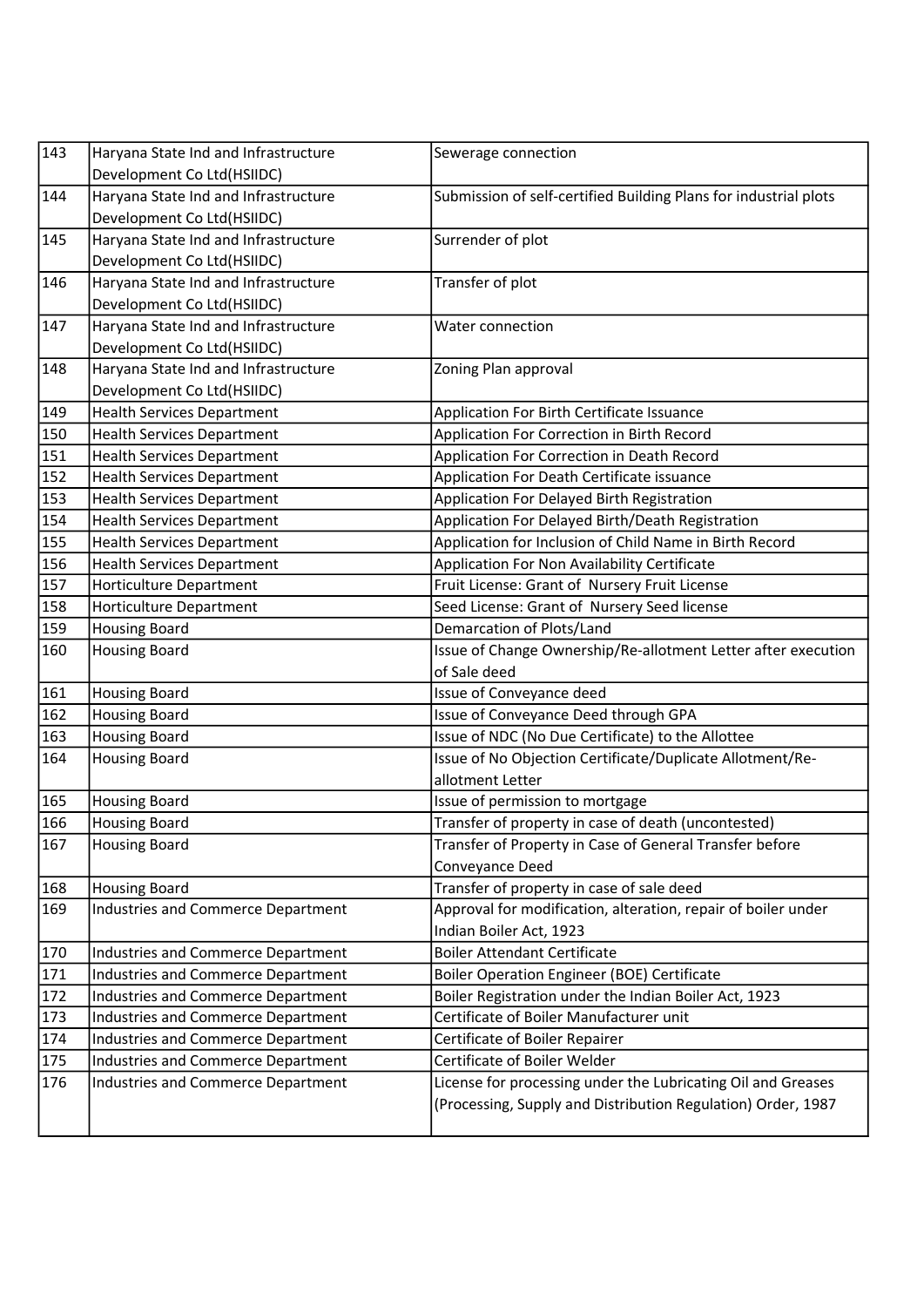| | | |
|---|---|---|
| 143 | Haryana State Ind and Infrastructure Development Co Ltd(HSIIDC) | Sewerage connection |
| 144 | Haryana State Ind and Infrastructure Development Co Ltd(HSIIDC) | Submission of self-certified Building Plans for industrial plots |
| 145 | Haryana State Ind and Infrastructure Development Co Ltd(HSIIDC) | Surrender of plot |
| 146 | Haryana State Ind and Infrastructure Development Co Ltd(HSIIDC) | Transfer of plot |
| 147 | Haryana State Ind and Infrastructure Development Co Ltd(HSIIDC) | Water connection |
| 148 | Haryana State Ind and Infrastructure Development Co Ltd(HSIIDC) | Zoning Plan approval |
| 149 | Health Services Department | Application For Birth Certificate Issuance |
| 150 | Health Services Department | Application For Correction in Birth Record |
| 151 | Health Services Department | Application For Correction in Death Record |
| 152 | Health Services Department | Application For Death Certificate issuance |
| 153 | Health Services Department | Application For Delayed Birth Registration |
| 154 | Health Services Department | Application For Delayed Birth/Death Registration |
| 155 | Health Services Department | Application for Inclusion of Child Name in Birth Record |
| 156 | Health Services Department | Application For Non Availability Certificate |
| 157 | Horticulture Department | Fruit License: Grant of Nursery Fruit License |
| 158 | Horticulture Department | Seed License: Grant of Nursery Seed license |
| 159 | Housing Board | Demarcation of Plots/Land |
| 160 | Housing Board | Issue of Change Ownership/Re-allotment Letter after execution of Sale deed |
| 161 | Housing Board | Issue of Conveyance deed |
| 162 | Housing Board | Issue of Conveyance Deed through GPA |
| 163 | Housing Board | Issue of NDC (No Due Certificate) to the Allottee |
| 164 | Housing Board | Issue of No Objection Certificate/Duplicate Allotment/Re-allotment Letter |
| 165 | Housing Board | Issue of permission to mortgage |
| 166 | Housing Board | Transfer of property in case of death (uncontested) |
| 167 | Housing Board | Transfer of Property in Case of General Transfer before Conveyance Deed |
| 168 | Housing Board | Transfer of property in case of sale deed |
| 169 | Industries and Commerce Department | Approval for modification, alteration, repair of boiler under Indian Boiler Act, 1923 |
| 170 | Industries and Commerce Department | Boiler Attendant Certificate |
| 171 | Industries and Commerce Department | Boiler Operation Engineer (BOE) Certificate |
| 172 | Industries and Commerce Department | Boiler Registration under the Indian Boiler Act, 1923 |
| 173 | Industries and Commerce Department | Certificate of Boiler Manufacturer unit |
| 174 | Industries and Commerce Department | Certificate of Boiler Repairer |
| 175 | Industries and Commerce Department | Certificate of Boiler Welder |
| 176 | Industries and Commerce Department | License for processing under the Lubricating Oil and Greases (Processing, Supply and Distribution Regulation) Order, 1987 |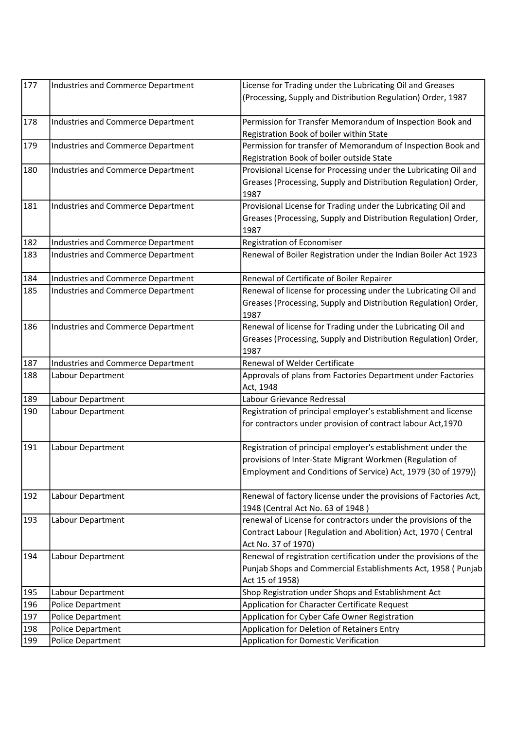| 177 | Industries and Commerce Department | License for Trading under the Lubricating Oil and Greases (Processing, Supply and Distribution Regulation) Order, 1987 |
|---|---|---|
| 178 | Industries and Commerce Department | Permission for Transfer Memorandum of Inspection Book and Registration Book of boiler within State |
| 179 | Industries and Commerce Department | Permission for transfer of Memorandum of Inspection Book and Registration Book of boiler outside State |
| 180 | Industries and Commerce Department | Provisional License for Processing under the Lubricating Oil and Greases (Processing, Supply and Distribution Regulation) Order, 1987 |
| 181 | Industries and Commerce Department | Provisional License for Trading under the Lubricating Oil and Greases (Processing, Supply and Distribution Regulation) Order, 1987 |
| 182 | Industries and Commerce Department | Registration of Economiser |
| 183 | Industries and Commerce Department | Renewal of Boiler Registration under the Indian Boiler Act 1923 |
| 184 | Industries and Commerce Department | Renewal of Certificate of Boiler Repairer |
| 185 | Industries and Commerce Department | Renewal of license for processing under the Lubricating Oil and Greases (Processing, Supply and Distribution Regulation) Order, 1987 |
| 186 | Industries and Commerce Department | Renewal of license for Trading under the Lubricating Oil and Greases (Processing, Supply and Distribution Regulation) Order, 1987 |
| 187 | Industries and Commerce Department | Renewal of Welder Certificate |
| 188 | Labour Department | Approvals of plans from Factories Department under Factories Act, 1948 |
| 189 | Labour Department | Labour Grievance Redressal |
| 190 | Labour Department | Registration of principal employer's establishment and license for contractors under provision of contract labour Act,1970 |
| 191 | Labour Department | Registration of principal employer's establishment under the provisions of Inter-State Migrant Workmen (Regulation of Employment and Conditions of Service) Act, 1979 (30 of 1979)) |
| 192 | Labour Department | Renewal of factory license under the provisions of Factories Act, 1948 (Central Act No. 63 of 1948 ) |
| 193 | Labour Department | renewal of License for contractors under the provisions of the Contract Labour (Regulation and Abolition) Act, 1970 ( Central Act No. 37 of 1970) |
| 194 | Labour Department | Renewal of registration certification under the provisions of the Punjab Shops and Commercial Establishments Act, 1958 ( Punjab Act 15 of 1958) |
| 195 | Labour Department | Shop Registration under Shops and Establishment Act |
| 196 | Police Department | Application for Character Certificate Request |
| 197 | Police Department | Application for Cyber Cafe Owner Registration |
| 198 | Police Department | Application for Deletion of Retainers Entry |
| 199 | Police Department | Application for Domestic Verification |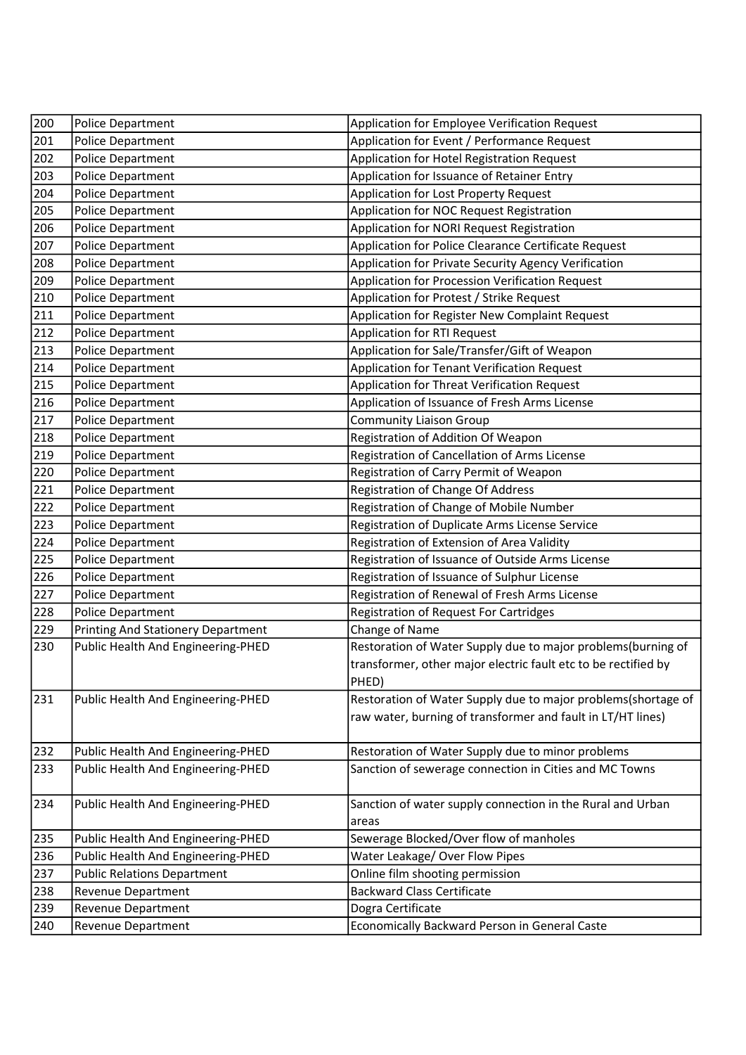| | | |
|---|---|---|
| 200 | Police Department | Application for Employee Verification Request |
| 201 | Police Department | Application for Event / Performance Request |
| 202 | Police Department | Application for Hotel Registration Request |
| 203 | Police Department | Application for Issuance of Retainer Entry |
| 204 | Police Department | Application for Lost Property Request |
| 205 | Police Department | Application for NOC Request Registration |
| 206 | Police Department | Application for NORI Request Registration |
| 207 | Police Department | Application for Police Clearance Certificate Request |
| 208 | Police Department | Application for Private Security Agency Verification |
| 209 | Police Department | Application for Procession Verification Request |
| 210 | Police Department | Application for Protest / Strike Request |
| 211 | Police Department | Application for Register New Complaint Request |
| 212 | Police Department | Application for RTI Request |
| 213 | Police Department | Application for Sale/Transfer/Gift of Weapon |
| 214 | Police Department | Application for Tenant Verification Request |
| 215 | Police Department | Application for Threat Verification Request |
| 216 | Police Department | Application of Issuance of Fresh Arms License |
| 217 | Police Department | Community Liaison Group |
| 218 | Police Department | Registration of Addition Of Weapon |
| 219 | Police Department | Registration of Cancellation of Arms License |
| 220 | Police Department | Registration of Carry Permit of Weapon |
| 221 | Police Department | Registration of Change Of Address |
| 222 | Police Department | Registration of Change of Mobile Number |
| 223 | Police Department | Registration of Duplicate Arms License Service |
| 224 | Police Department | Registration of Extension of Area Validity |
| 225 | Police Department | Registration of Issuance of Outside Arms License |
| 226 | Police Department | Registration of Issuance of Sulphur License |
| 227 | Police Department | Registration of Renewal of Fresh Arms License |
| 228 | Police Department | Registration of Request For Cartridges |
| 229 | Printing And Stationery Department | Change of Name |
| 230 | Public Health And Engineering-PHED | Restoration of Water Supply due to major problems(burning of transformer, other major electric fault etc to be rectified by PHED) |
| 231 | Public Health And Engineering-PHED | Restoration of Water Supply due to major problems(shortage of raw water, burning of transformer and fault in LT/HT lines) |
| 232 | Public Health And Engineering-PHED | Restoration of Water Supply due to minor problems |
| 233 | Public Health And Engineering-PHED | Sanction of sewerage connection in Cities and MC Towns |
| 234 | Public Health And Engineering-PHED | Sanction of water supply connection in the Rural and Urban areas |
| 235 | Public Health And Engineering-PHED | Sewerage Blocked/Over flow of manholes |
| 236 | Public Health And Engineering-PHED | Water Leakage/ Over Flow Pipes |
| 237 | Public Relations Department | Online film shooting permission |
| 238 | Revenue Department | Backward Class Certificate |
| 239 | Revenue Department | Dogra Certificate |
| 240 | Revenue Department | Economically Backward Person in General Caste |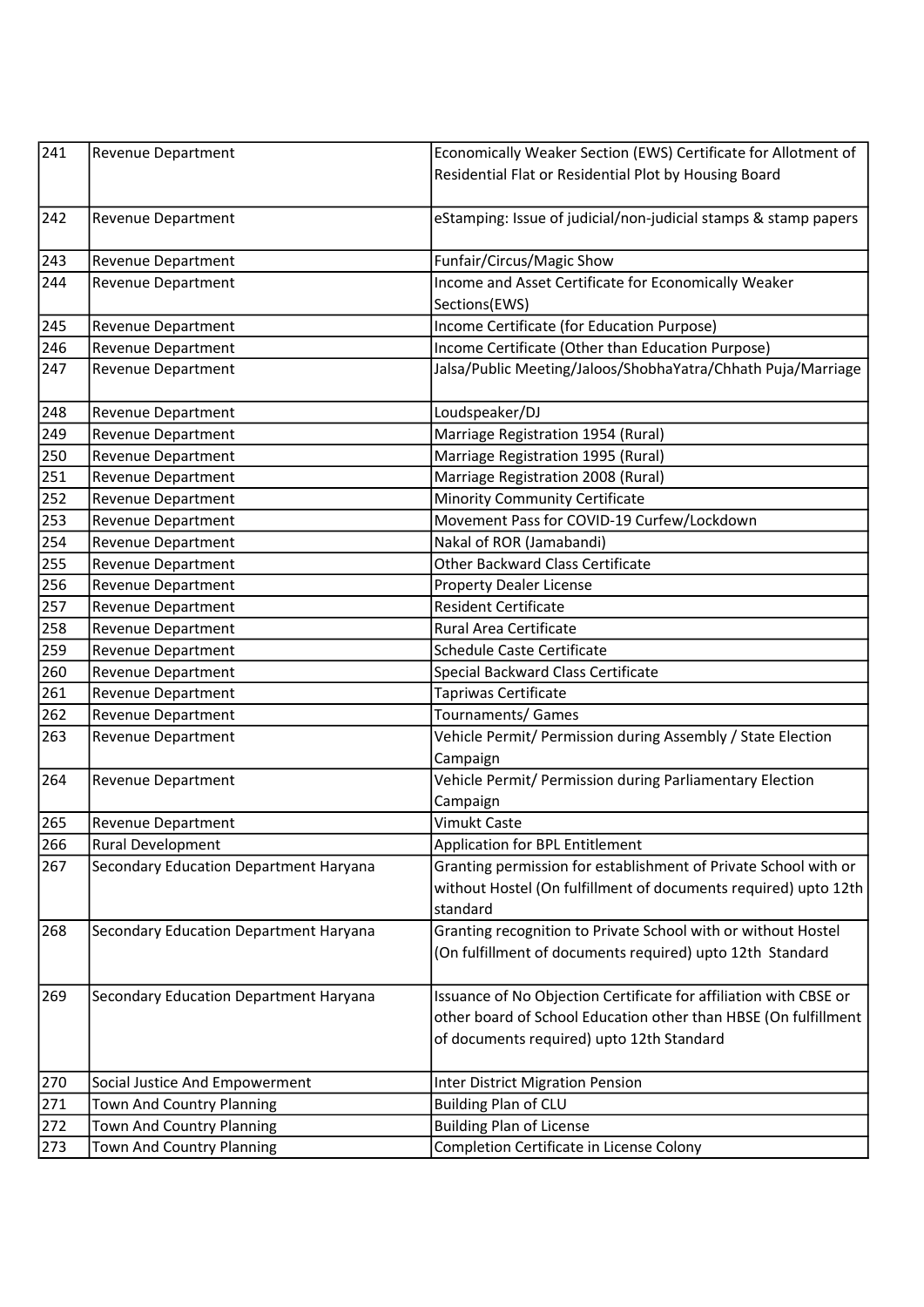| | | |
|---|---|---|
| 241 | Revenue Department | Economically Weaker Section (EWS) Certificate for Allotment of Residential Flat or Residential Plot by Housing Board |
| 242 | Revenue Department | eStamping: Issue of judicial/non-judicial stamps & stamp papers |
| 243 | Revenue Department | Funfair/Circus/Magic Show |
| 244 | Revenue Department | Income and Asset Certificate for Economically Weaker Sections(EWS) |
| 245 | Revenue Department | Income Certificate (for Education Purpose) |
| 246 | Revenue Department | Income Certificate (Other than Education Purpose) |
| 247 | Revenue Department | Jalsa/Public Meeting/Jaloos/ShobhaYatra/Chhath Puja/Marriage |
| 248 | Revenue Department | Loudspeaker/DJ |
| 249 | Revenue Department | Marriage Registration 1954 (Rural) |
| 250 | Revenue Department | Marriage Registration 1995 (Rural) |
| 251 | Revenue Department | Marriage Registration 2008 (Rural) |
| 252 | Revenue Department | Minority Community Certificate |
| 253 | Revenue Department | Movement Pass for COVID-19 Curfew/Lockdown |
| 254 | Revenue Department | Nakal of ROR (Jamabandi) |
| 255 | Revenue Department | Other Backward Class Certificate |
| 256 | Revenue Department | Property Dealer License |
| 257 | Revenue Department | Resident Certificate |
| 258 | Revenue Department | Rural Area Certificate |
| 259 | Revenue Department | Schedule Caste Certificate |
| 260 | Revenue Department | Special Backward Class Certificate |
| 261 | Revenue Department | Tapriwas Certificate |
| 262 | Revenue Department | Tournaments/ Games |
| 263 | Revenue Department | Vehicle Permit/ Permission during Assembly / State Election Campaign |
| 264 | Revenue Department | Vehicle Permit/ Permission during Parliamentary Election Campaign |
| 265 | Revenue Department | Vimukt Caste |
| 266 | Rural Development | Application for BPL Entitlement |
| 267 | Secondary Education Department Haryana | Granting permission for establishment of Private School with or without Hostel (On fulfillment of documents required) upto 12th standard |
| 268 | Secondary Education Department Haryana | Granting recognition to Private School with or without Hostel (On fulfillment of documents required) upto 12th Standard |
| 269 | Secondary Education Department Haryana | Issuance of No Objection Certificate for affiliation with CBSE or other board of School Education other than HBSE (On fulfillment of documents required) upto 12th Standard |
| 270 | Social Justice And Empowerment | Inter District Migration Pension |
| 271 | Town And Country Planning | Building Plan of CLU |
| 272 | Town And Country Planning | Building Plan of License |
| 273 | Town And Country Planning | Completion Certificate in License Colony |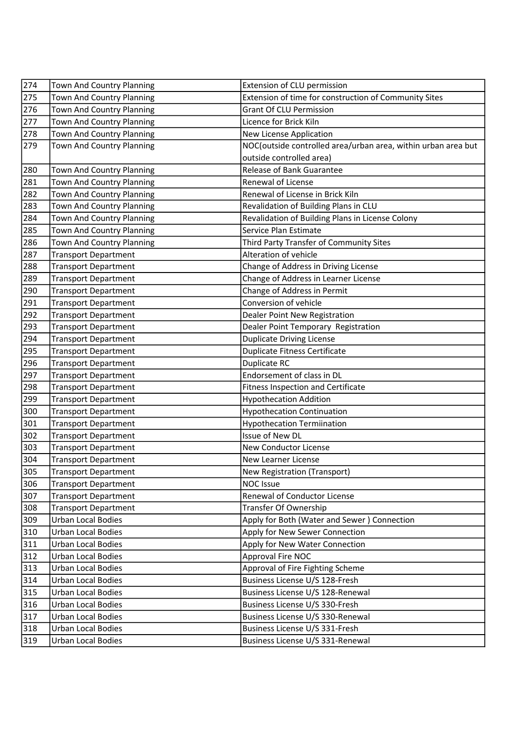| 274 | Town And Country Planning | Extension of CLU permission |
|---|---|---|
| 275 | Town And Country Planning | Extension of time for construction of Community Sites |
| 276 | Town And Country Planning | Grant Of CLU Permission |
| 277 | Town And Country Planning | Licence for Brick Kiln |
| 278 | Town And Country Planning | New License Application |
| 279 | Town And Country Planning | NOC(outside controlled area/urban area, within urban area but outside controlled area) |
| 280 | Town And Country Planning | Release of Bank Guarantee |
| 281 | Town And Country Planning | Renewal of License |
| 282 | Town And Country Planning | Renewal of License in Brick Kiln |
| 283 | Town And Country Planning | Revalidation of Building Plans in CLU |
| 284 | Town And Country Planning | Revalidation of Building Plans in License Colony |
| 285 | Town And Country Planning | Service Plan Estimate |
| 286 | Town And Country Planning | Third Party Transfer of Community Sites |
| 287 | Transport Department | Alteration of vehicle |
| 288 | Transport Department | Change of Address in Driving License |
| 289 | Transport Department | Change of Address in Learner License |
| 290 | Transport Department | Change of Address in Permit |
| 291 | Transport Department | Conversion of vehicle |
| 292 | Transport Department | Dealer Point New Registration |
| 293 | Transport Department | Dealer Point Temporary Registration |
| 294 | Transport Department | Duplicate Driving License |
| 295 | Transport Department | Duplicate Fitness Certificate |
| 296 | Transport Department | Duplicate RC |
| 297 | Transport Department | Endorsement of class in DL |
| 298 | Transport Department | Fitness Inspection and Certificate |
| 299 | Transport Department | Hypothecation Addition |
| 300 | Transport Department | Hypothecation Continuation |
| 301 | Transport Department | Hypothecation Termiination |
| 302 | Transport Department | Issue of New DL |
| 303 | Transport Department | New Conductor License |
| 304 | Transport Department | New Learner License |
| 305 | Transport Department | New Registration (Transport) |
| 306 | Transport Department | NOC Issue |
| 307 | Transport Department | Renewal of Conductor License |
| 308 | Transport Department | Transfer Of Ownership |
| 309 | Urban Local Bodies | Apply for Both (Water and Sewer ) Connection |
| 310 | Urban Local Bodies | Apply for New Sewer Connection |
| 311 | Urban Local Bodies | Apply for New Water Connection |
| 312 | Urban Local Bodies | Approval Fire NOC |
| 313 | Urban Local Bodies | Approval of Fire Fighting Scheme |
| 314 | Urban Local Bodies | Business License U/S 128-Fresh |
| 315 | Urban Local Bodies | Business License U/S 128-Renewal |
| 316 | Urban Local Bodies | Business License U/S 330-Fresh |
| 317 | Urban Local Bodies | Business License U/S 330-Renewal |
| 318 | Urban Local Bodies | Business License U/S 331-Fresh |
| 319 | Urban Local Bodies | Business License U/S 331-Renewal |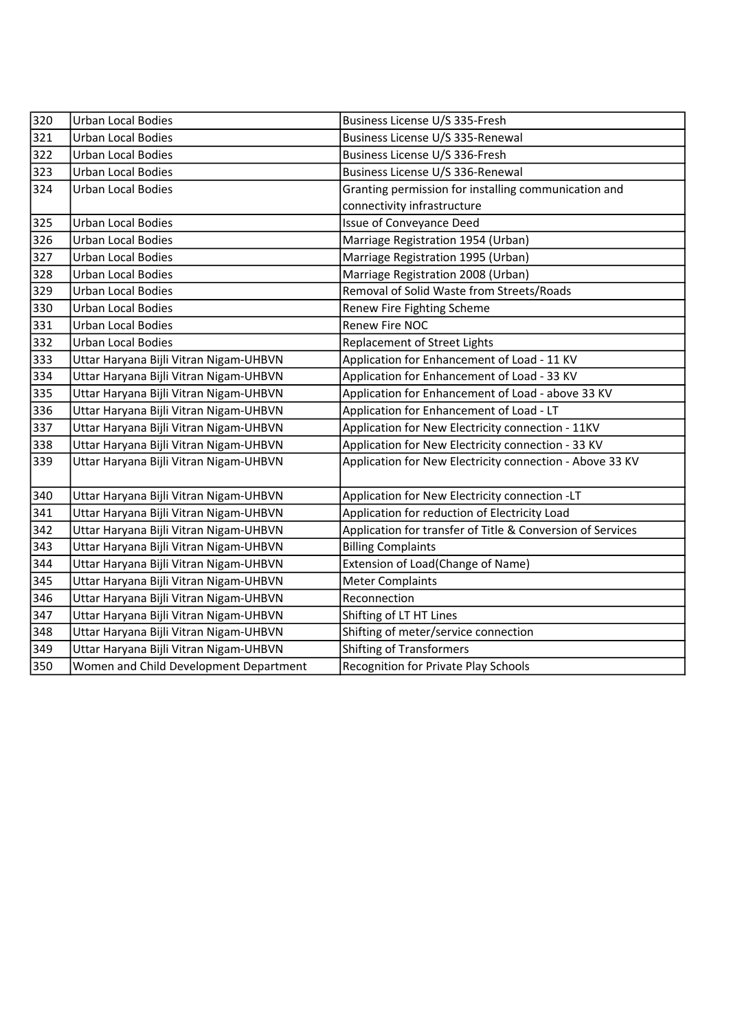| | | |
|---|---|---|
| 320 | Urban Local Bodies | Business License U/S 335-Fresh |
| 321 | Urban Local Bodies | Business License U/S 335-Renewal |
| 322 | Urban Local Bodies | Business License U/S 336-Fresh |
| 323 | Urban Local Bodies | Business License U/S 336-Renewal |
| 324 | Urban Local Bodies | Granting permission for installing communication and connectivity infrastructure |
| 325 | Urban Local Bodies | Issue of Conveyance Deed |
| 326 | Urban Local Bodies | Marriage Registration 1954 (Urban) |
| 327 | Urban Local Bodies | Marriage Registration 1995 (Urban) |
| 328 | Urban Local Bodies | Marriage Registration 2008 (Urban) |
| 329 | Urban Local Bodies | Removal of Solid Waste from Streets/Roads |
| 330 | Urban Local Bodies | Renew Fire Fighting Scheme |
| 331 | Urban Local Bodies | Renew Fire NOC |
| 332 | Urban Local Bodies | Replacement of Street Lights |
| 333 | Uttar Haryana Bijli Vitran Nigam-UHBVN | Application for Enhancement of Load - 11 KV |
| 334 | Uttar Haryana Bijli Vitran Nigam-UHBVN | Application for Enhancement of Load - 33 KV |
| 335 | Uttar Haryana Bijli Vitran Nigam-UHBVN | Application for Enhancement of Load - above 33 KV |
| 336 | Uttar Haryana Bijli Vitran Nigam-UHBVN | Application for Enhancement of Load - LT |
| 337 | Uttar Haryana Bijli Vitran Nigam-UHBVN | Application for New Electricity connection - 11KV |
| 338 | Uttar Haryana Bijli Vitran Nigam-UHBVN | Application for New Electricity connection - 33 KV |
| 339 | Uttar Haryana Bijli Vitran Nigam-UHBVN | Application for New Electricity connection - Above 33 KV |
| 340 | Uttar Haryana Bijli Vitran Nigam-UHBVN | Application for New Electricity connection -LT |
| 341 | Uttar Haryana Bijli Vitran Nigam-UHBVN | Application for reduction of Electricity Load |
| 342 | Uttar Haryana Bijli Vitran Nigam-UHBVN | Application for transfer of Title & Conversion of Services |
| 343 | Uttar Haryana Bijli Vitran Nigam-UHBVN | Billing Complaints |
| 344 | Uttar Haryana Bijli Vitran Nigam-UHBVN | Extension of Load(Change of Name) |
| 345 | Uttar Haryana Bijli Vitran Nigam-UHBVN | Meter Complaints |
| 346 | Uttar Haryana Bijli Vitran Nigam-UHBVN | Reconnection |
| 347 | Uttar Haryana Bijli Vitran Nigam-UHBVN | Shifting of LT HT Lines |
| 348 | Uttar Haryana Bijli Vitran Nigam-UHBVN | Shifting of meter/service connection |
| 349 | Uttar Haryana Bijli Vitran Nigam-UHBVN | Shifting of Transformers |
| 350 | Women and Child Development Department | Recognition for Private Play Schools |